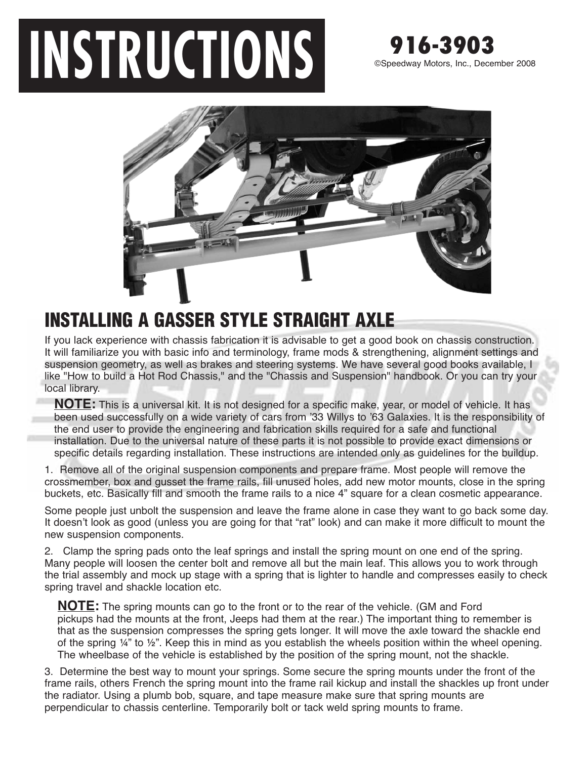# INSTRUCTIONS

**916-3903**

©Speedway Motors, Inc., December 2008

## INSTALLING A GASSER STYLE STRAIGHT AXLE

If you lack experience with chassis fabrication it is advisable to get a good book on chassis construction. It will familiarize you with basic info and terminology, frame mods & strengthening, alignment settings and suspension geometry, as well as brakes and steering systems. We have several good books available, I like "How to build a Hot Rod Chassis," and the "Chassis and Suspension" handbook. Or you can try your local library.

**NOTE:** This is a universal kit. It is not designed for a specific make, year, or model of vehicle. It has been used successfully on a wide variety of cars from '33 Willys to '63 Galaxies. It is the responsibility of the end user to provide the engineering and fabrication skills required for a safe and functional installation. Due to the universal nature of these parts it is not possible to provide exact dimensions or specific details regarding installation. These instructions are intended only as guidelines for the buildup.

1. Remove all of the original suspension components and prepare frame. Most people will remove the crossmember, box and gusset the frame rails, fill unused holes, add new motor mounts, close in the spring buckets, etc. Basically fill and smooth the frame rails to a nice 4" square for a clean cosmetic appearance.

Some people just unbolt the suspension and leave the frame alone in case they want to go back some day. It doesn't look as good (unless you are going for that "rat" look) and can make it more difficult to mount the new suspension components.

2. Clamp the spring pads onto the leaf springs and install the spring mount on one end of the spring. Many people will loosen the center bolt and remove all but the main leaf. This allows you to work through the trial assembly and mock up stage with a spring that is lighter to handle and compresses easily to check spring travel and shackle location etc.

**NOTE:** The spring mounts can go to the front or to the rear of the vehicle. (GM and Ford pickups had the mounts at the front, Jeeps had them at the rear.) The important thing to remember is that as the suspension compresses the spring gets longer. It will move the axle toward the shackle end of the spring ¼" to ½". Keep this in mind as you establish the wheels position within the wheel opening. The wheelbase of the vehicle is established by the position of the spring mount, not the shackle.

3. Determine the best way to mount your springs. Some secure the spring mounts under the front of the frame rails, others French the spring mount into the frame rail kickup and install the shackles up front under the radiator. Using a plumb bob, square, and tape measure make sure that spring mounts are perpendicular to chassis centerline. Temporarily bolt or tack weld spring mounts to frame.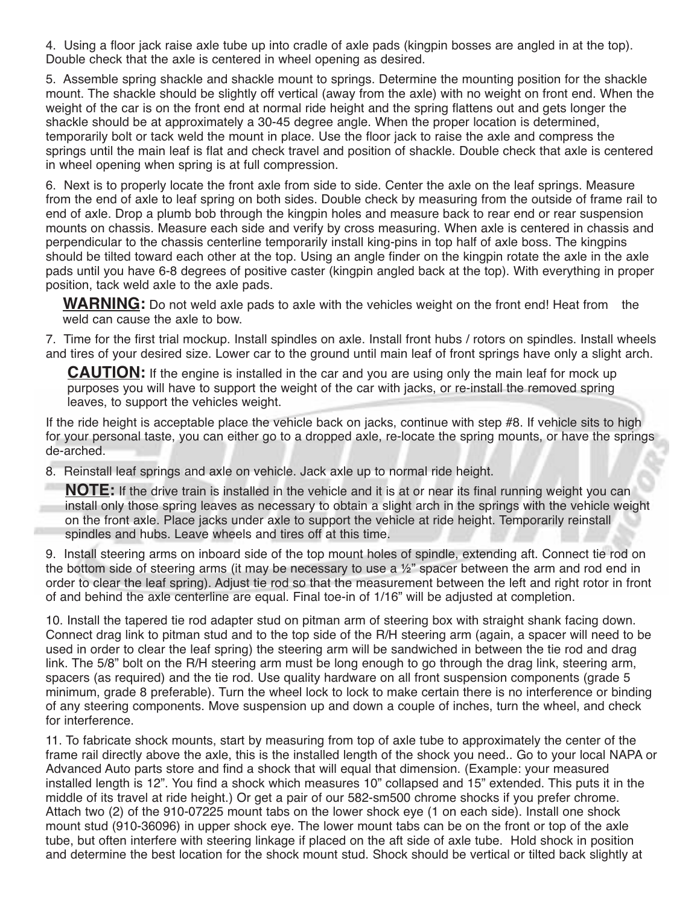4. Using a floor jack raise axle tube up into cradle of axle pads (kingpin bosses are angled in at the top). Double check that the axle is centered in wheel opening as desired.

5. Assemble spring shackle and shackle mount to springs. Determine the mounting position for the shackle mount. The shackle should be slightly off vertical (away from the axle) with no weight on front end. When the weight of the car is on the front end at normal ride height and the spring flattens out and gets longer the shackle should be at approximately a 30-45 degree angle. When the proper location is determined, temporarily bolt or tack weld the mount in place. Use the floor jack to raise the axle and compress the springs until the main leaf is flat and check travel and position of shackle. Double check that axle is centered in wheel opening when spring is at full compression.

6. Next is to properly locate the front axle from side to side. Center the axle on the leaf springs. Measure from the end of axle to leaf spring on both sides. Double check by measuring from the outside of frame rail to end of axle. Drop a plumb bob through the kingpin holes and measure back to rear end or rear suspension mounts on chassis. Measure each side and verify by cross measuring. When axle is centered in chassis and perpendicular to the chassis centerline temporarily install king-pins in top half of axle boss. The kingpins should be tilted toward each other at the top. Using an angle finder on the kingpin rotate the axle in the axle pads until you have 6-8 degrees of positive caster (kingpin angled back at the top). With everything in proper position, tack weld axle to the axle pads.

**WARNING:** Do not weld axle pads to axle with the vehicles weight on the front end! Heat from the weld can cause the axle to bow.

7. Time for the first trial mockup. Install spindles on axle. Install front hubs / rotors on spindles. Install wheels and tires of your desired size. Lower car to the ground until main leaf of front springs have only a slight arch.

**CAUTION:** If the engine is installed in the car and you are using only the main leaf for mock up purposes you will have to support the weight of the car with jacks, or re-install the removed spring leaves, to support the vehicles weight.

If the ride height is acceptable place the vehicle back on jacks, continue with step #8. If vehicle sits to high for your personal taste, you can either go to a dropped axle, re-locate the spring mounts, or have the springs de-arched.

8. Reinstall leaf springs and axle on vehicle. Jack axle up to normal ride height.

**NOTE:** If the drive train is installed in the vehicle and it is at or near its final running weight you can install only those spring leaves as necessary to obtain a slight arch in the springs with the vehicle weight on the front axle. Place jacks under axle to support the vehicle at ride height. Temporarily reinstall spindles and hubs. Leave wheels and tires off at this time.

9. Install steering arms on inboard side of the top mount holes of spindle, extending aft. Connect tie rod on the bottom side of steering arms (it may be necessary to use a ½" spacer between the arm and rod end in order to clear the leaf spring). Adjust tie rod so that the measurement between the left and right rotor in front of and behind the axle centerline are equal. Final toe-in of 1/16" will be adjusted at completion.

10. Install the tapered tie rod adapter stud on pitman arm of steering box with straight shank facing down. Connect drag link to pitman stud and to the top side of the R/H steering arm (again, a spacer will need to be used in order to clear the leaf spring) the steering arm will be sandwiched in between the tie rod and drag link. The 5/8" bolt on the R/H steering arm must be long enough to go through the drag link, steering arm, spacers (as required) and the tie rod. Use quality hardware on all front suspension components (grade 5 minimum, grade 8 preferable). Turn the wheel lock to lock to make certain there is no interference or binding of any steering components. Move suspension up and down a couple of inches, turn the wheel, and check for interference.

11. To fabricate shock mounts, start by measuring from top of axle tube to approximately the center of the frame rail directly above the axle, this is the installed length of the shock you need.. Go to your local NAPA or Advanced Auto parts store and find a shock that will equal that dimension. (Example: your measured installed length is 12". You find a shock which measures 10" collapsed and 15" extended. This puts it in the middle of its travel at ride height.) Or get a pair of our 582-sm500 chrome shocks if you prefer chrome. Attach two (2) of the 910-07225 mount tabs on the lower shock eye (1 on each side). Install one shock mount stud (910-36096) in upper shock eye. The lower mount tabs can be on the front or top of the axle tube, but often interfere with steering linkage if placed on the aft side of axle tube. Hold shock in position and determine the best location for the shock mount stud. Shock should be vertical or tilted back slightly at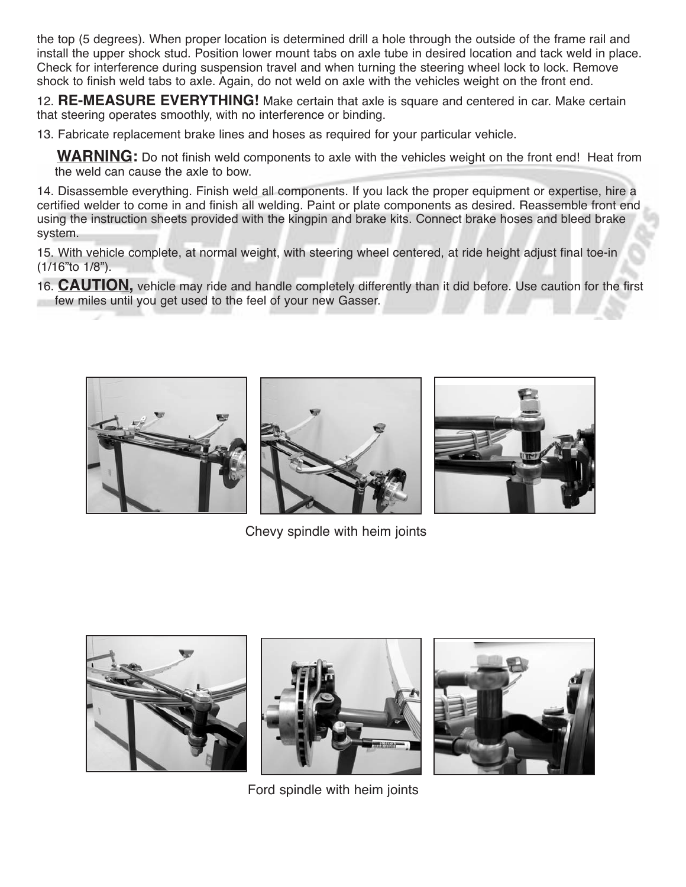the top (5 degrees). When proper location is determined drill a hole through the outside of the frame rail and install the upper shock stud. Position lower mount tabs on axle tube in desired location and tack weld in place. Check for interference during suspension travel and when turning the steering wheel lock to lock. Remove shock to finish weld tabs to axle. Again, do not weld on axle with the vehicles weight on the front end.

12. **RE-MEASURE EVERYTHING!** Make certain that axle is square and centered in car. Make certain that steering operates smoothly, with no interference or binding.

13. Fabricate replacement brake lines and hoses as required for your particular vehicle.

**WARNING:** Do not finish weld components to axle with the vehicles weight on the front end! Heat from the weld can cause the axle to bow.

14. Disassemble everything. Finish weld all components. If you lack the proper equipment or expertise, hire a certified welder to come in and finish all welding. Paint or plate components as desired. Reassemble front end using the instruction sheets provided with the kingpin and brake kits. Connect brake hoses and bleed brake system.

15. With vehicle complete, at normal weight, with steering wheel centered, at ride height adjust final toe-in (1/16"to 1/8").

16. **CAUTION,** vehicle may ride and handle completely differently than it did before. Use caution for the first few miles until you get used to the feel of your new Gasser.

Chevy spindle with heim joints

Ford spindle with heim joints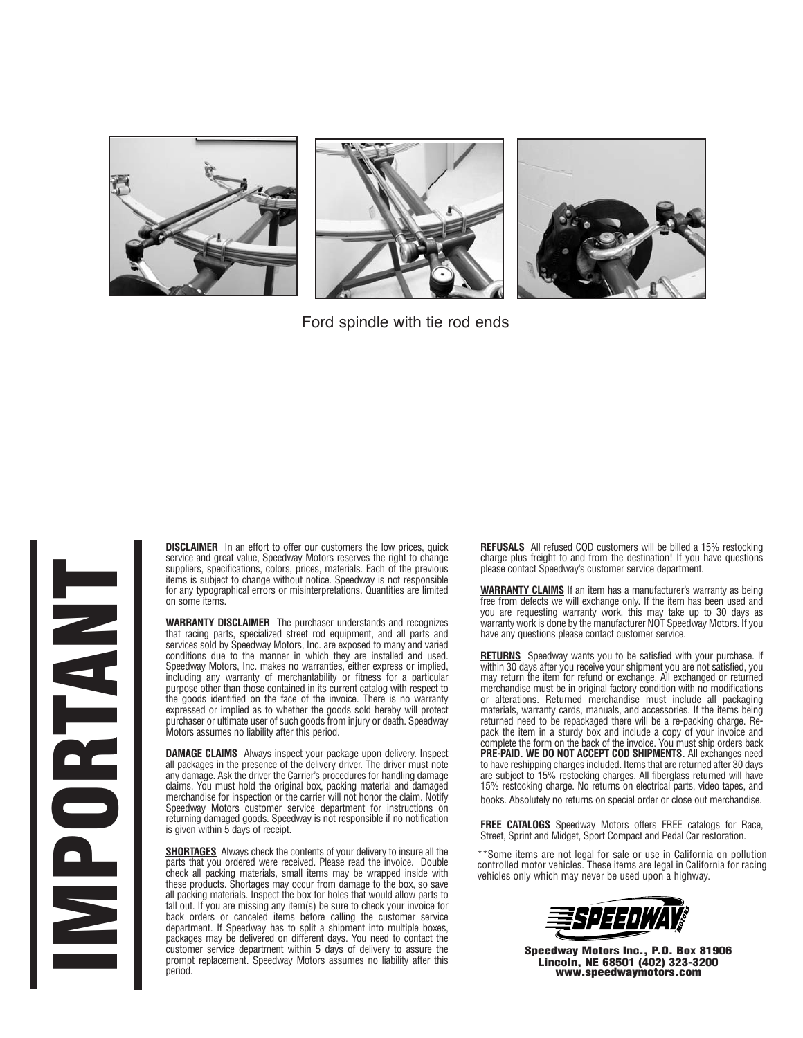Ford spindle with tie rod ends

# IMPORTANT

**DISCLAIMER** In an effort to offer our customers the low prices, quick service and great value, Speedway Motors reserves the right to change suppliers, specifications, colors, prices, materials. Each of the previous items is subject to change without notice. Speedway is not responsible for any typographical errors or misinterpretations. Quantities are limited on some items.

**WARRANTY DISCLAIMER** The purchaser understands and recognizes that racing parts, specialized street rod equipment, and all parts and services sold by Speedway Motors, Inc. are exposed to many and varied conditions due to the manner in which they are installed and used. Speedway Motors, Inc. makes no warranties, either express or implied, including any warranty of merchantability or fitness for a particular purpose other than those contained in its current catalog with respect to the goods identified on the face of the invoice. There is no warranty expressed or implied as to whether the goods sold hereby will protect purchaser or ultimate user of such goods from injury or death. Speedway Motors assumes no liability after this period.

**DAMAGE CLAIMS** Always inspect your package upon delivery. Inspect all packages in the presence of the delivery driver. The driver must note any damage. Ask the driver the Carrier's procedures for handling damage claims. You must hold the original box, packing material and damaged merchandise for inspection or the carrier will not honor the claim. Notify Speedway Motors customer service department for instructions on returning damaged goods. Speedway is not responsible if no notification is given within 5 days of receipt.

**SHORTAGES** Always check the contents of your delivery to insure all the parts that you ordered were received. Please read the invoice. Double check all packing materials, small items may be wrapped inside with these products. Shortages may occur from damage to the box, so save all packing materials. Inspect the box for holes that would allow parts to fall out. If you are missing any item(s) be sure to check your invoice for back orders or canceled items before calling the customer service department. If Speedway has to split a shipment into multiple boxes, packages may be delivered on different days. You need to contact the customer service department within 5 days of delivery to assure the prompt replacement. Speedway Motors assumes no liability after this period.

**REFUSALS** All refused COD customers will be billed a 15% restocking charge plus freight to and from the destination! If you have questions please contact Speedway's customer service department.

**WARRANTY CLAIMS** If an item has a manufacturer's warranty as being free from defects we will exchange only. If the item has been used and you are requesting warranty work, this may take up to 30 days as warranty work is done by the manufacturer NOT Speedway Motors. If you have any questions please contact customer service.

**RETURNS** Speedway wants you to be satisfied with your purchase. If within 30 days after you receive your shipment you are not satisfied, you may return the item for refund or exchange. All exchanged or returned merchandise must be in original factory condition with no modifications or alterations. Returned merchandise must include all packaging materials, warranty cards, manuals, and accessories. If the items being returned need to be repackaged there will be a re-packing charge. Re-pack the item in a sturdy box and include a copy of your invoice and complete the form on the back of the invoice. You must ship orders back **PRE-PAID. WE DO NOT ACCEPT COD SHIPMENTS.** All exchanges need to have reshipping charges included. Items that are returned after 30 days are subject to 15% restocking charges. All fiberglass returned will have 15% restocking charge. No returns on electrical parts, video tapes, and books. Absolutely no returns on special order or close out merchandise.

**FREE CATALOGS** Speedway Motors offers FREE catalogs for Race, Street, Sprint and Midget, Sport Compact and Pedal Car restoration.

**Some items are not legal for sale or use in California on pollution controlled motor vehicles. These items are legal in California for racing vehicles only which may never be used upon a highway.

**Speedway Motors Inc., P.O. Box 81906**
**Lincoln, NE 68501 (402) 323-3200**
**www.speedwaymotors.com**